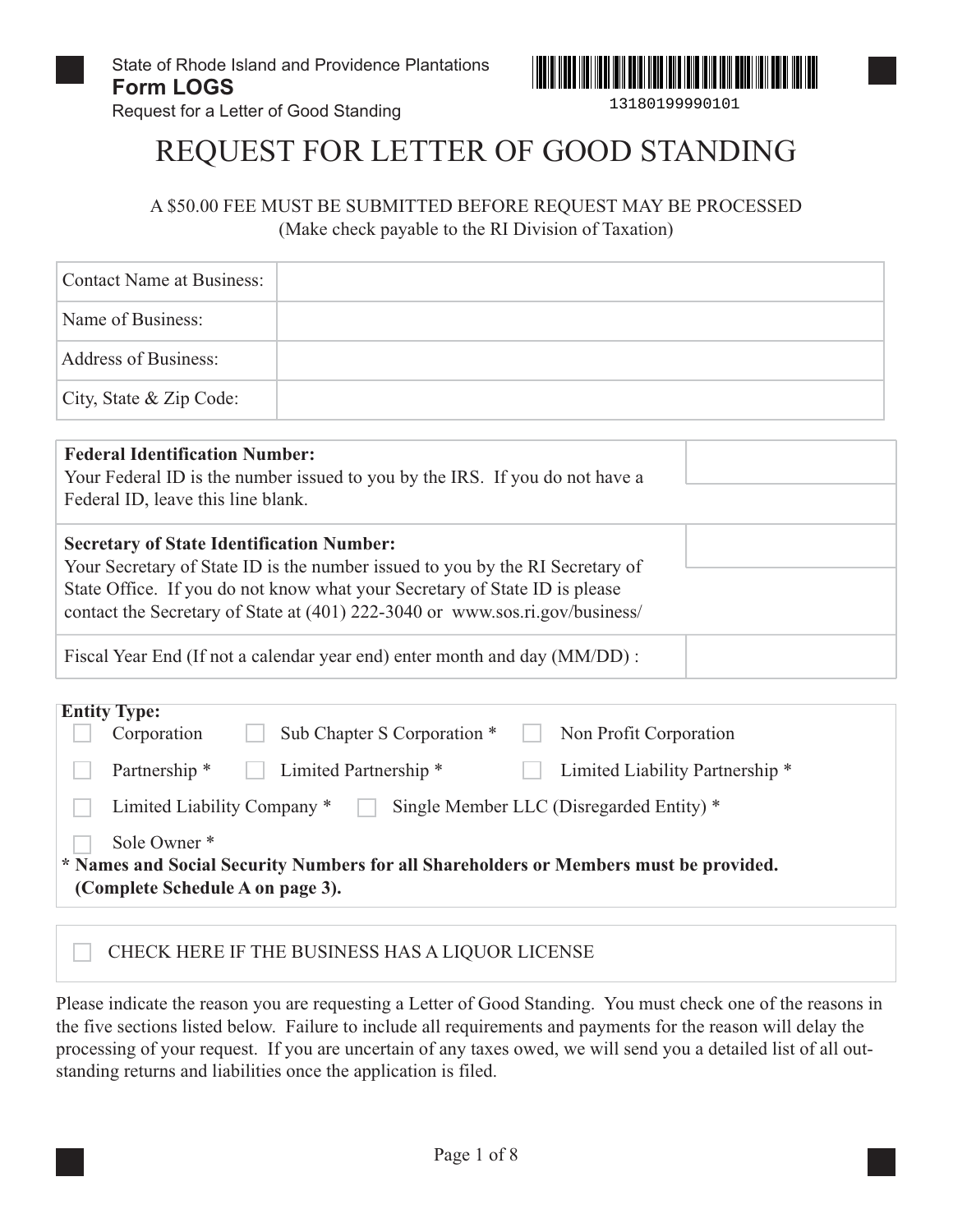State of Rhode Island and Providence Plantations
**Form LOGS**
Request for a Letter of Good Standing

13180199990101

# REQUEST FOR LETTER OF GOOD STANDING

A $50.00 FEE MUST BE SUBMITTED BEFORE REQUEST MAY BE PROCESSED
(Make check payable to the RI Division of Taxation)

| | |
|---|---|
| Contact Name at Business: | |
| Name of Business: | |
| Address of Business: | |
| City, State & Zip Code: | |

| | |
|---|---|
| **Federal Identification Number:** Your Federal ID is the number issued to you by the IRS. If you do not have a Federal ID, leave this line blank. | |
| **Secretary of State Identification Number:** Your Secretary of State ID is the number issued to you by the RI Secretary of State Office. If you do not know what your Secretary of State ID is please contact the Secretary of State at (401) 222-3040 or www.sos.ri.gov/business/ | |
| Fiscal Year End (If not a calendar year end) enter month and day (MM/DD) : | |

**Entity Type:**

- ☐ Corporation
- ☐ Sub Chapter S Corporation *
- ☐ Non Profit Corporation
- ☐ Partnership *
- ☐ Limited Partnership *
- ☐ Limited Liability Partnership *
- ☐ Limited Liability Company *
- ☐ Single Member LLC (Disregarded Entity) *
- ☐ Sole Owner *

**\* Names and Social Security Numbers for all Shareholders or Members must be provided. (Complete Schedule A on page 3).**

☐ CHECK HERE IF THE BUSINESS HAS A LIQUOR LICENSE

Please indicate the reason you are requesting a Letter of Good Standing. You must check one of the reasons in the five sections listed below. Failure to include all requirements and payments for the reason will delay the processing of your request. If you are uncertain of any taxes owed, we will send you a detailed list of all outstanding returns and liabilities once the application is filed.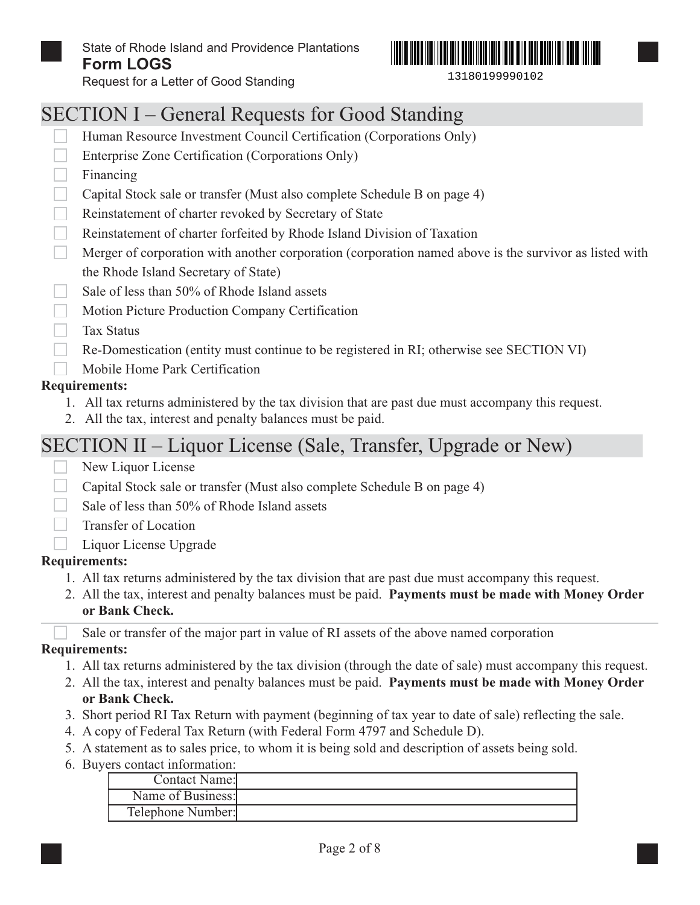State of Rhode Island and Providence Plantations

**Form LOGS**

Request for a Letter of Good Standing

13180199990102

## SECTION I – General Requests for Good Standing

- ☐ Human Resource Investment Council Certification (Corporations Only)
- ☐ Enterprise Zone Certification (Corporations Only)
- ☐ Financing
- ☐ Capital Stock sale or transfer (Must also complete Schedule B on page 4)
- ☐ Reinstatement of charter revoked by Secretary of State
- ☐ Reinstatement of charter forfeited by Rhode Island Division of Taxation
- ☐ Merger of corporation with another corporation (corporation named above is the survivor as listed with the Rhode Island Secretary of State)
- ☐ Sale of less than 50% of Rhode Island assets
- ☐ Motion Picture Production Company Certification
- ☐ Tax Status
- ☐ Re-Domestication (entity must continue to be registered in RI; otherwise see SECTION VI)
- ☐ Mobile Home Park Certification

**Requirements:**

1. All tax returns administered by the tax division that are past due must accompany this request.
2. All the tax, interest and penalty balances must be paid.

## SECTION II – Liquor License (Sale, Transfer, Upgrade or New)

- ☐ New Liquor License
- ☐ Capital Stock sale or transfer (Must also complete Schedule B on page 4)
- ☐ Sale of less than 50% of Rhode Island assets
- ☐ Transfer of Location
- ☐ Liquor License Upgrade

**Requirements:**

1. All tax returns administered by the tax division that are past due must accompany this request.
2. All the tax, interest and penalty balances must be paid. **Payments must be made with Money Order or Bank Check.**

---

- ☐ Sale or transfer of the major part in value of RI assets of the above named corporation

**Requirements:**

1. All tax returns administered by the tax division (through the date of sale) must accompany this request.
2. All the tax, interest and penalty balances must be paid. **Payments must be made with Money Order or Bank Check.**
3. Short period RI Tax Return with payment (beginning of tax year to date of sale) reflecting the sale.
4. A copy of Federal Tax Return (with Federal Form 4797 and Schedule D).
5. A statement as to sales price, to whom it is being sold and description of assets being sold.
6. Buyers contact information:

| | |
|---|---|
| Contact Name: | |
| Name of Business: | |
| Telephone Number: | |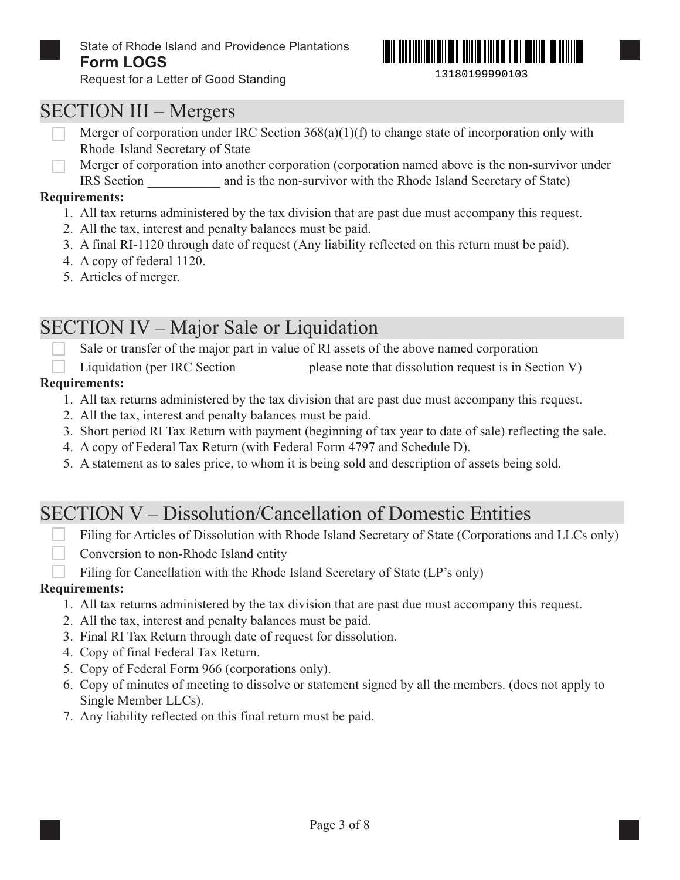State of Rhode Island and Providence Plantations
**Form LOGS**
Request for a Letter of Good Standing

13180199990103

## SECTION III – Mergers

- ☐ Merger of corporation under IRC Section 368(a)(1)(f) to change state of incorporation only with Rhode Island Secretary of State
- ☐ Merger of corporation into another corporation (corporation named above is the non-survivor under IRS Section ___________ and is the non-survivor with the Rhode Island Secretary of State)

**Requirements:**

1. All tax returns administered by the tax division that are past due must accompany this request.
2. All the tax, interest and penalty balances must be paid.
3. A final RI-1120 through date of request (Any liability reflected on this return must be paid).
4. A copy of federal 1120.
5. Articles of merger.

## SECTION IV – Major Sale or Liquidation

- ☐ Sale or transfer of the major part in value of RI assets of the above named corporation
- ☐ Liquidation (per IRC Section __________ please note that dissolution request is in Section V)

**Requirements:**

1. All tax returns administered by the tax division that are past due must accompany this request.
2. All the tax, interest and penalty balances must be paid.
3. Short period RI Tax Return with payment (beginning of tax year to date of sale) reflecting the sale.
4. A copy of Federal Tax Return (with Federal Form 4797 and Schedule D).
5. A statement as to sales price, to whom it is being sold and description of assets being sold.

## SECTION V – Dissolution/Cancellation of Domestic Entities

- ☐ Filing for Articles of Dissolution with Rhode Island Secretary of State (Corporations and LLCs only)
- ☐ Conversion to non-Rhode Island entity
- ☐ Filing for Cancellation with the Rhode Island Secretary of State (LP's only)

**Requirements:**

1. All tax returns administered by the tax division that are past due must accompany this request.
2. All the tax, interest and penalty balances must be paid.
3. Final RI Tax Return through date of request for dissolution.
4. Copy of final Federal Tax Return.
5. Copy of Federal Form 966 (corporations only).
6. Copy of minutes of meeting to dissolve or statement signed by all the members. (does not apply to Single Member LLCs).
7. Any liability reflected on this final return must be paid.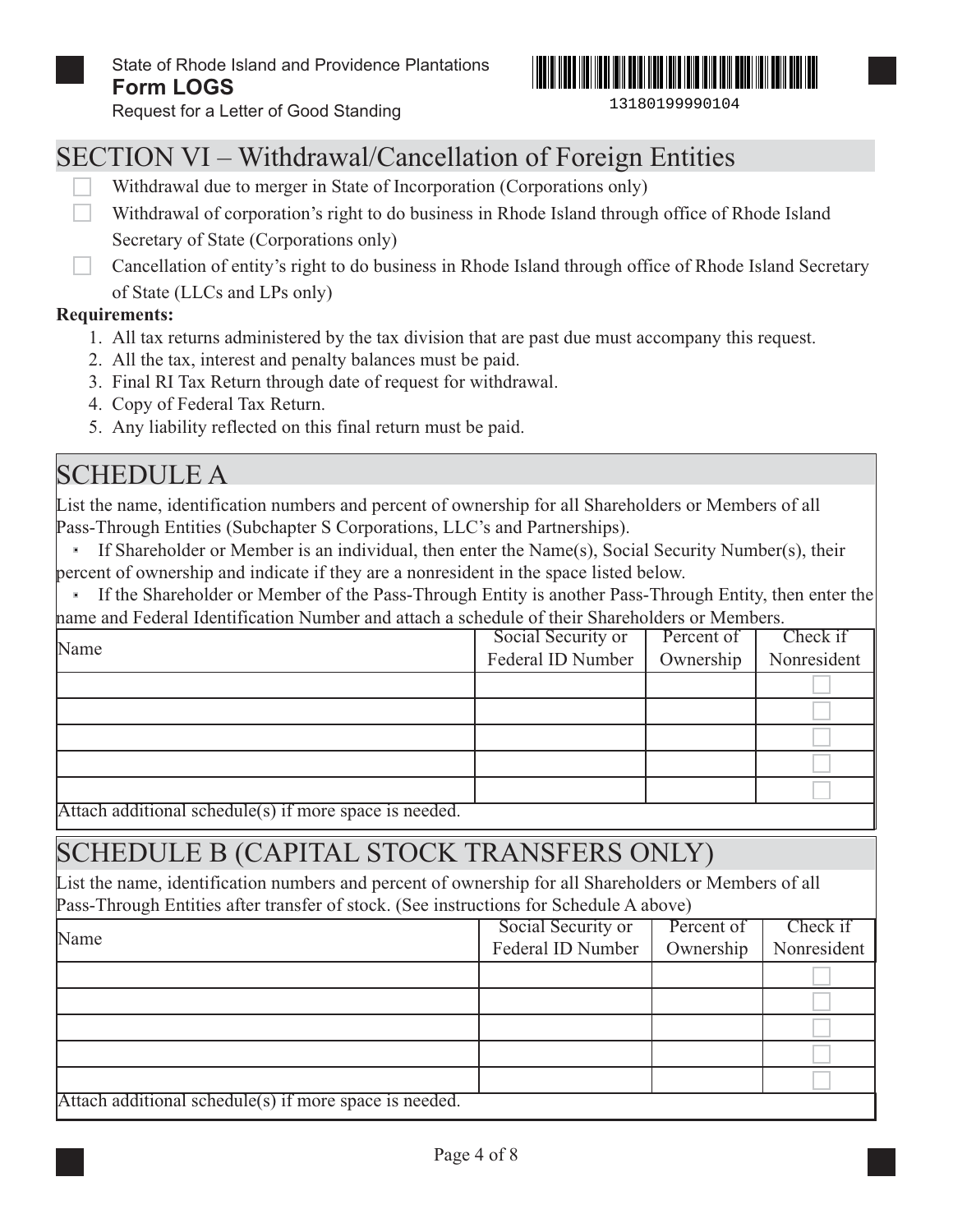State of Rhode Island and Providence Plantations
**Form LOGS**
Request for a Letter of Good Standing

13180199990104

## SECTION VI – Withdrawal/Cancellation of Foreign Entities

- ☐ Withdrawal due to merger in State of Incorporation (Corporations only)
- ☐ Withdrawal of corporation's right to do business in Rhode Island through office of Rhode Island Secretary of State (Corporations only)
- ☐ Cancellation of entity's right to do business in Rhode Island through office of Rhode Island Secretary of State (LLCs and LPs only)

**Requirements:**

1. All tax returns administered by the tax division that are past due must accompany this request.
2. All the tax, interest and penalty balances must be paid.
3. Final RI Tax Return through date of request for withdrawal.
4. Copy of Federal Tax Return.
5. Any liability reflected on this final return must be paid.

## SCHEDULE A

List the name, identification numbers and percent of ownership for all Shareholders or Members of all Pass-Through Entities (Subchapter S Corporations, LLC's and Partnerships).

- If Shareholder or Member is an individual, then enter the Name(s), Social Security Number(s), their percent of ownership and indicate if they are a nonresident in the space listed below.
- If the Shareholder or Member of the Pass-Through Entity is another Pass-Through Entity, then enter the name and Federal Identification Number and attach a schedule of their Shareholders or Members.

| Name | Social Security or Federal ID Number | Percent of Ownership | Check if Nonresident |
|---|---|---|---|
| | | | ☐ |
| | | | ☐ |
| | | | ☐ |
| | | | ☐ |
| | | | ☐ |

Attach additional schedule(s) if more space is needed.

## SCHEDULE B (CAPITAL STOCK TRANSFERS ONLY)

List the name, identification numbers and percent of ownership for all Shareholders or Members of all Pass-Through Entities after transfer of stock. (See instructions for Schedule A above)

| Name | Social Security or Federal ID Number | Percent of Ownership | Check if Nonresident |
|---|---|---|---|
| | | | ☐ |
| | | | ☐ |
| | | | ☐ |
| | | | ☐ |
| | | | ☐ |

Attach additional schedule(s) if more space is needed.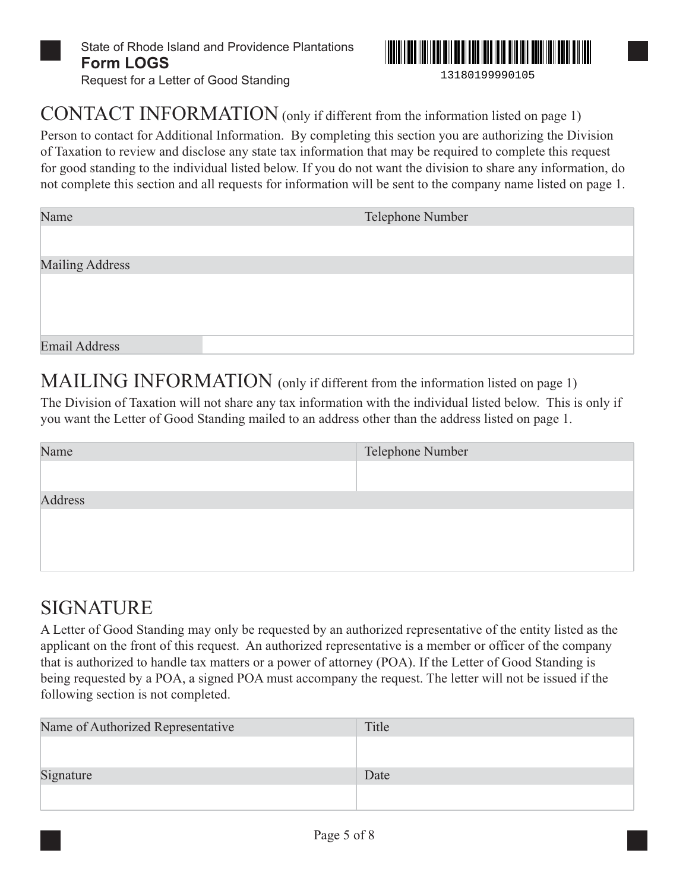State of Rhode Island and Providence Plantations

**Form LOGS**

Request for a Letter of Good Standing

13180199990105

## CONTACT INFORMATION (only if different from the information listed on page 1)

Person to contact for Additional Information. By completing this section you are authorizing the Division of Taxation to review and disclose any state tax information that may be required to complete this request for good standing to the individual listed below. If you do not want the division to share any information, do not complete this section and all requests for information will be sent to the company name listed on page 1.

| Name | Telephone Number |
|---|---|
| | |
| Mailing Address | |
| | |
| Email Address | |

## MAILING INFORMATION (only if different from the information listed on page 1)

The Division of Taxation will not share any tax information with the individual listed below. This is only if you want the Letter of Good Standing mailed to an address other than the address listed on page 1.

| Name | Telephone Number |
|---|---|
| | |
| Address | |
| | |

## SIGNATURE

A Letter of Good Standing may only be requested by an authorized representative of the entity listed as the applicant on the front of this request. An authorized representative is a member or officer of the company that is authorized to handle tax matters or a power of attorney (POA). If the Letter of Good Standing is being requested by a POA, a signed POA must accompany the request. The letter will not be issued if the following section is not completed.

| Name of Authorized Representative | Title |
|---|---|
| | |
| Signature | Date |
| | |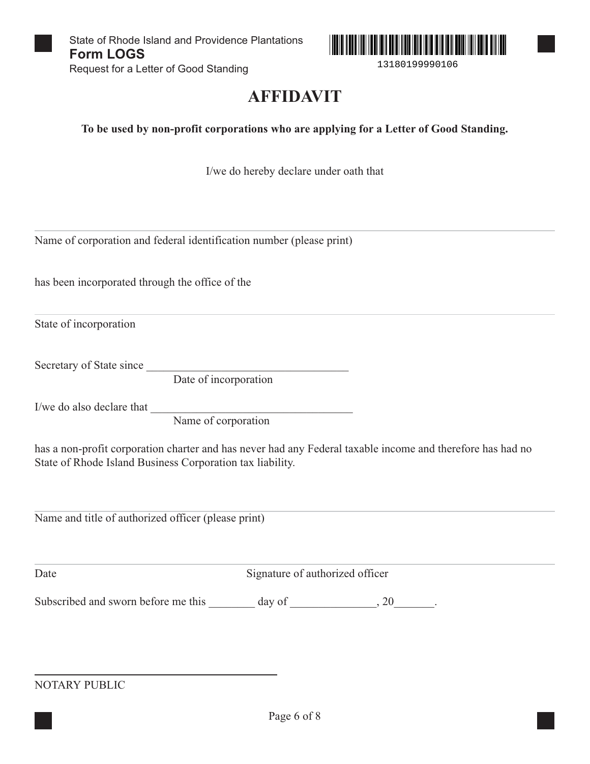State of Rhode Island and Providence Plantations
**Form LOGS**
Request for a Letter of Good Standing

13180199990106

# AFFIDAVIT

**To be used by non-profit corporations who are applying for a Letter of Good Standing.**

I/we do hereby declare under oath that

_______________________________________________

Name of corporation and federal identification number (please print)

has been incorporated through the office of the

_______________________________________________

State of incorporation

Secretary of State since ___________________________________
Date of incorporation

I/we do also declare that ___________________________________
Name of corporation

has a non-profit corporation charter and has never had any Federal taxable income and therefore has had no State of Rhode Island Business Corporation tax liability.

_______________________________________________

Name and title of authorized officer (please print)

_______________________________________________

Date Signature of authorized officer

Subscribed and sworn before me this ________ day of ______________, 20_______.

_______________________________________________

NOTARY PUBLIC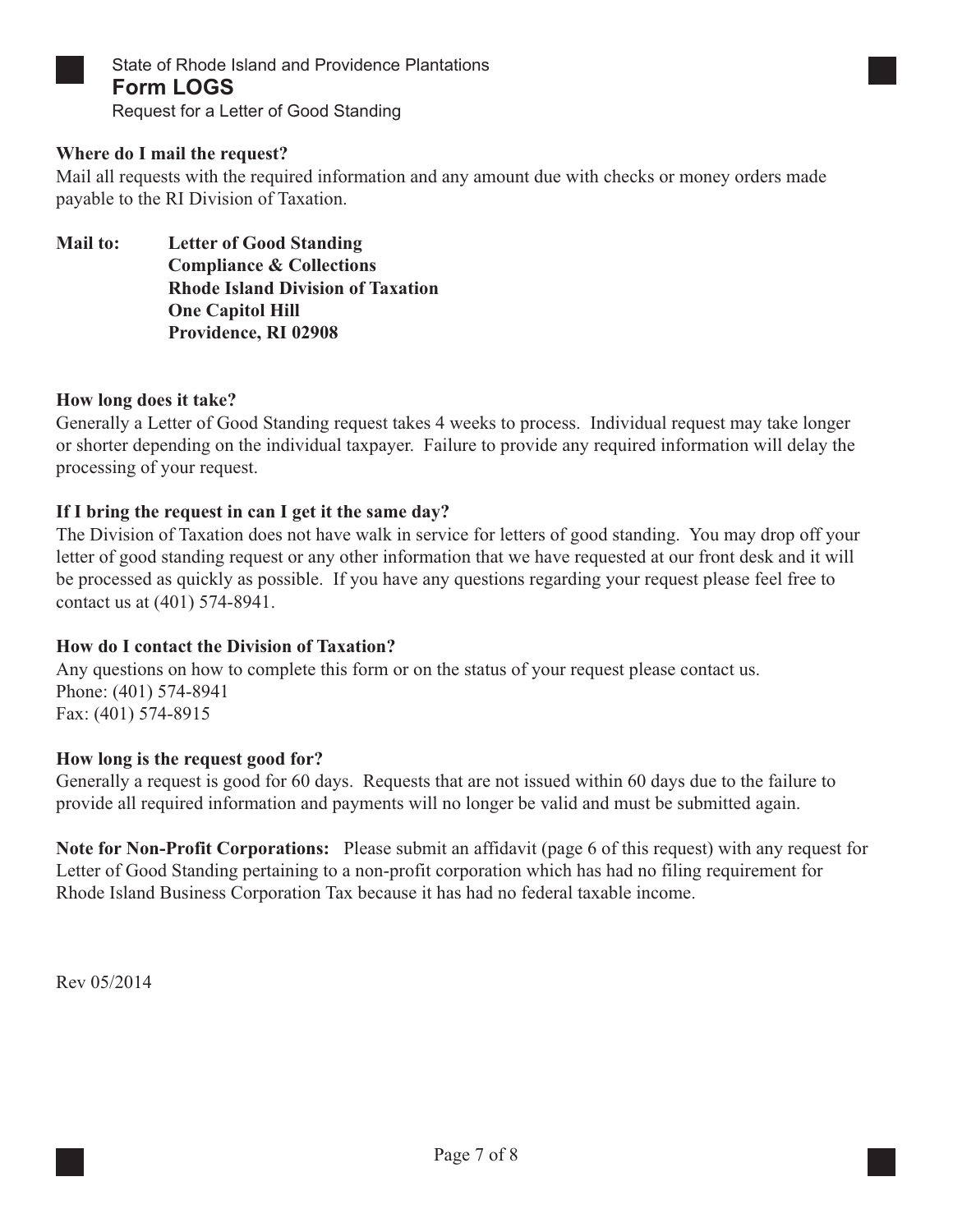State of Rhode Island and Providence Plantations

# Form LOGS

Request for a Letter of Good Standing

**Where do I mail the request?**

Mail all requests with the required information and any amount due with checks or money orders made payable to the RI Division of Taxation.

**Mail to:**

**Letter of Good Standing**
**Compliance & Collections**
**Rhode Island Division of Taxation**
**One Capitol Hill**
**Providence, RI 02908**

**How long does it take?**

Generally a Letter of Good Standing request takes 4 weeks to process. Individual request may take longer or shorter depending on the individual taxpayer. Failure to provide any required information will delay the processing of your request.

**If I bring the request in can I get it the same day?**

The Division of Taxation does not have walk in service for letters of good standing. You may drop off your letter of good standing request or any other information that we have requested at our front desk and it will be processed as quickly as possible. If you have any questions regarding your request please feel free to contact us at (401) 574-8941.

**How do I contact the Division of Taxation?**

Any questions on how to complete this form or on the status of your request please contact us.
Phone: (401) 574-8941
Fax: (401) 574-8915

**How long is the request good for?**

Generally a request is good for 60 days. Requests that are not issued within 60 days due to the failure to provide all required information and payments will no longer be valid and must be submitted again.

**Note for Non-Profit Corporations:** Please submit an affidavit (page 6 of this request) with any request for Letter of Good Standing pertaining to a non-profit corporation which has had no filing requirement for Rhode Island Business Corporation Tax because it has had no federal taxable income.

Rev 05/2014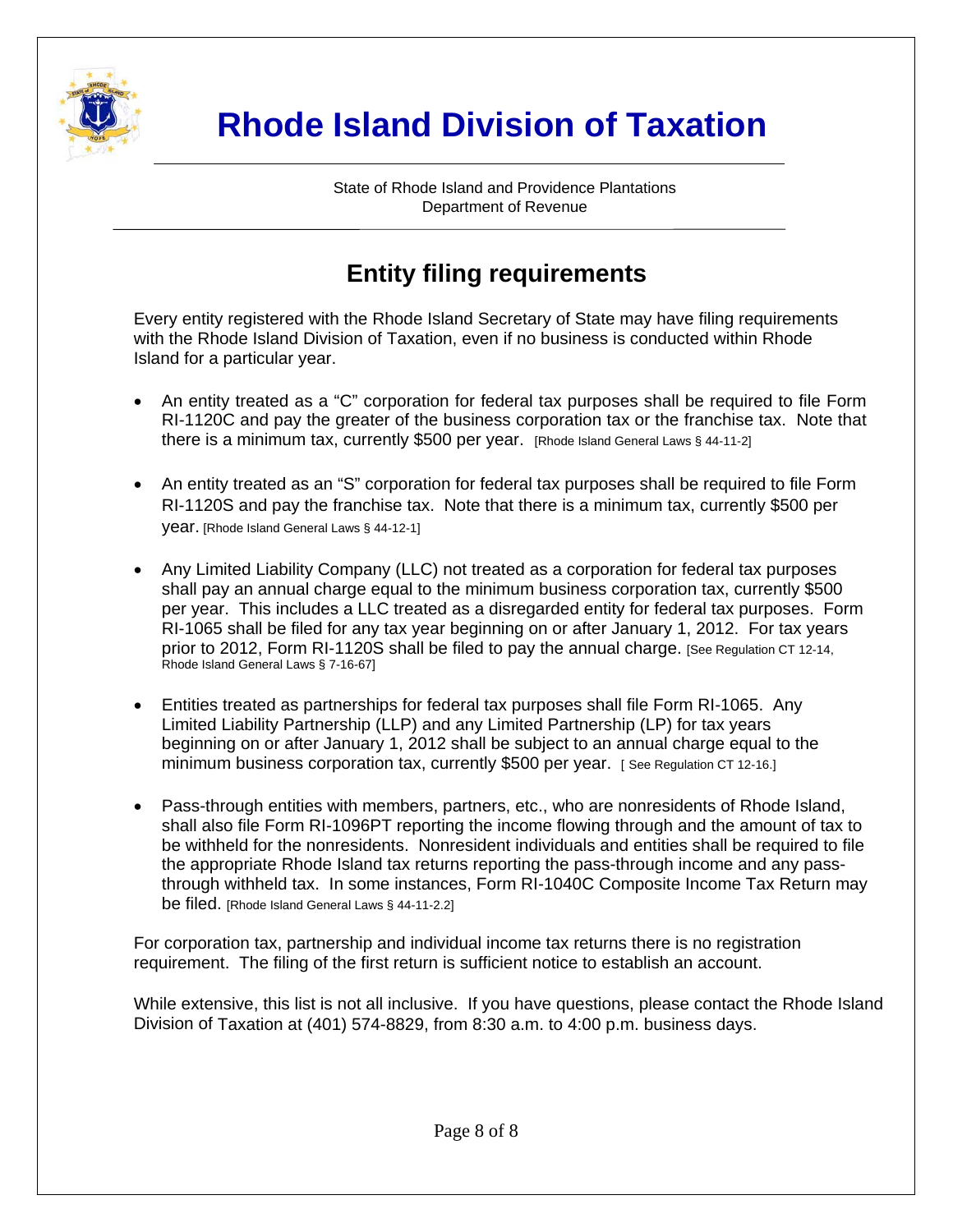# Rhode Island Division of Taxation

State of Rhode Island and Providence Plantations
Department of Revenue

## Entity filing requirements

Every entity registered with the Rhode Island Secretary of State may have filing requirements with the Rhode Island Division of Taxation, even if no business is conducted within Rhode Island for a particular year.

- An entity treated as a "C" corporation for federal tax purposes shall be required to file Form RI-1120C and pay the greater of the business corporation tax or the franchise tax. Note that there is a minimum tax, currently $500 per year. [Rhode Island General Laws § 44-11-2]

- An entity treated as an "S" corporation for federal tax purposes shall be required to file Form RI-1120S and pay the franchise tax. Note that there is a minimum tax, currently $500 per year. [Rhode Island General Laws § 44-12-1]

- Any Limited Liability Company (LLC) not treated as a corporation for federal tax purposes shall pay an annual charge equal to the minimum business corporation tax, currently $500 per year. This includes a LLC treated as a disregarded entity for federal tax purposes. Form RI-1065 shall be filed for any tax year beginning on or after January 1, 2012. For tax years prior to 2012, Form RI-1120S shall be filed to pay the annual charge. [See Regulation CT 12-14, Rhode Island General Laws § 7-16-67]

- Entities treated as partnerships for federal tax purposes shall file Form RI-1065. Any Limited Liability Partnership (LLP) and any Limited Partnership (LP) for tax years beginning on or after January 1, 2012 shall be subject to an annual charge equal to the minimum business corporation tax, currently $500 per year. [ See Regulation CT 12-16.]

- Pass-through entities with members, partners, etc., who are nonresidents of Rhode Island, shall also file Form RI-1096PT reporting the income flowing through and the amount of tax to be withheld for the nonresidents. Nonresident individuals and entities shall be required to file the appropriate Rhode Island tax returns reporting the pass-through income and any pass-through withheld tax. In some instances, Form RI-1040C Composite Income Tax Return may be filed. [Rhode Island General Laws § 44-11-2.2]

For corporation tax, partnership and individual income tax returns there is no registration requirement. The filing of the first return is sufficient notice to establish an account.

While extensive, this list is not all inclusive. If you have questions, please contact the Rhode Island Division of Taxation at (401) 574-8829, from 8:30 a.m. to 4:00 p.m. business days.